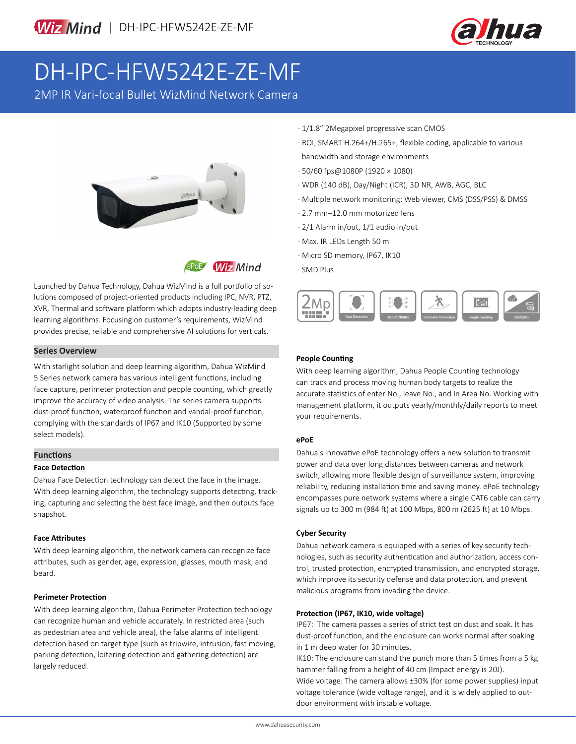WizMind | DH-IPC-HFW5242E-ZE-MF

# DH-IPC-HFW5242E-ZE-MF

2MP IR Vari-focal Bullet WizMind Network Camera

- 1/1.8" 2Megapixel progressive scan CMOS
- ROI, SMART H.264+/H.265+, flexible coding, applicable to various bandwidth and storage environments
- 50/60 fps@1080P (1920 × 1080)
- WDR (140 dB), Day/Night (ICR), 3D NR, AWB, AGC, BLC
- Multiple network monitoring: Web viewer, CMS (DSS/PSS) & DMSS
- 2.7 mm–12.0 mm motorized lens
- 2/1 Alarm in/out, 1/1 audio in/out
- Max. IR LEDs Length 50 m
- Micro SD memory, IP67, IK10
- SMD Plus

2Mp | Face Detection | Face Attributes | Perimeter Protection | People counting | Starlight+

ePoE WizMind

Launched by Dahua Technology, Dahua WizMind is a full portfolio of solutions composed of project-oriented products including IPC, NVR, PTZ, XVR, Thermal and software platform which adopts industry-leading deep learning algorithms. Focusing on customer's requirements, WizMind provides precise, reliable and comprehensive AI solutions for verticals.

## Series Overview

With starlight solution and deep learning algorithm, Dahua WizMind 5 Series network camera has various intelligent functions, including face capture, perimeter protection and people counting, which greatly improve the accuracy of video analysis. The series camera supports dust-proof function, waterproof function and vandal-proof function, complying with the standards of IP67 and IK10 (Supported by some select models).

## Functions

### Face Detection

Dahua Face Detection technology can detect the face in the image. With deep learning algorithm, the technology supports detecting, tracking, capturing and selecting the best face image, and then outputs face snapshot.

### Face Attributes

With deep learning algorithm, the network camera can recognize face attributes, such as gender, age, expression, glasses, mouth mask, and beard.

### Perimeter Protection

With deep learning algorithm, Dahua Perimeter Protection technology can recognize human and vehicle accurately. In restricted area (such as pedestrian area and vehicle area), the false alarms of intelligent detection based on target type (such as tripwire, intrusion, fast moving, parking detection, loitering detection and gathering detection) are largely reduced.

### People Counting

With deep learning algorithm, Dahua People Counting technology can track and process moving human body targets to realize the accurate statistics of enter No., leave No., and In Area No. Working with management platform, it outputs yearly/monthly/daily reports to meet your requirements.

### ePoE

Dahua's innovative ePoE technology offers a new solution to transmit power and data over long distances between cameras and network switch, allowing more flexible design of surveillance system, improving reliability, reducing installation time and saving money. ePoE technology encompasses pure network systems where a single CAT6 cable can carry signals up to 300 m (984 ft) at 100 Mbps, 800 m (2625 ft) at 10 Mbps.

### Cyber Security

Dahua network camera is equipped with a series of key security technologies, such as security authentication and authorization, access control, trusted protection, encrypted transmission, and encrypted storage, which improve its security defense and data protection, and prevent malicious programs from invading the device.

### Protection (IP67, IK10, wide voltage)

IP67: The camera passes a series of strict test on dust and soak. It has dust-proof function, and the enclosure can works normal after soaking in 1 m deep water for 30 minutes.

IK10: The enclosure can stand the punch more than 5 times from a 5 kg hammer falling from a height of 40 cm (Impact energy is 20J).

Wide voltage: The camera allows ±30% (for some power supplies) input voltage tolerance (wide voltage range), and it is widely applied to outdoor environment with instable voltage.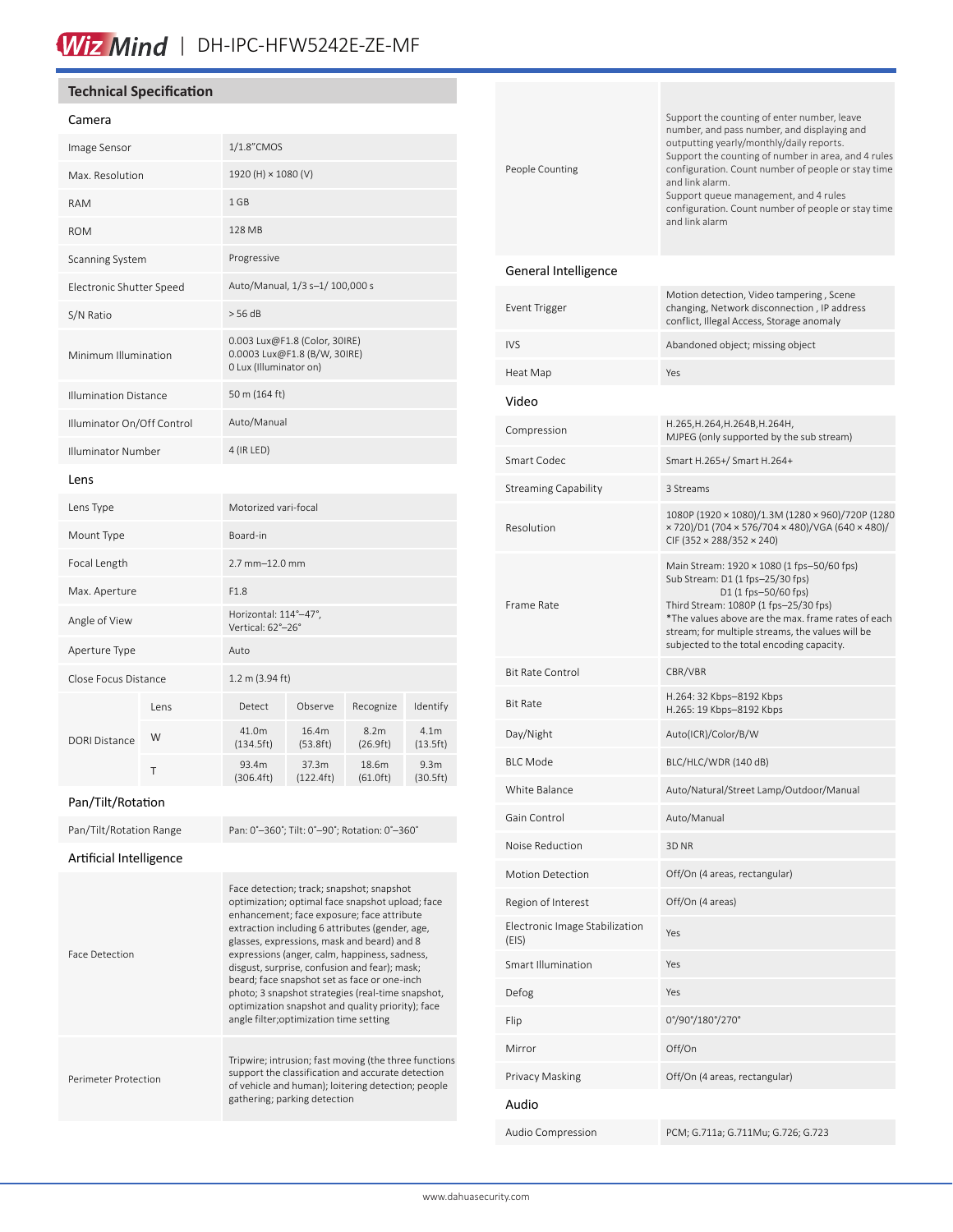## Technical Specification

### Camera

| | |
|---|---|
| Image Sensor | 1/1.8"CMOS |
| Max. Resolution | 1920 (H) × 1080 (V) |
| RAM | 1 GB |
| ROM | 128 MB |
| Scanning System | Progressive |
| Electronic Shutter Speed | Auto/Manual, 1/3 s–1/ 100,000 s |
| S/N Ratio | > 56 dB |
| Minimum Illumination | 0.003 Lux@F1.8 (Color, 30IRE)<br>0.0003 Lux@F1.8 (B/W, 30IRE)<br>0 Lux (Illuminator on) |
| Illumination Distance | 50 m (164 ft) |
| Illuminator On/Off Control | Auto/Manual |
| Illuminator Number | 4 (IR LED) |

### Lens

| | | | | | |
|---|---|---|---|---|---|
| Lens Type | Motorized vari-focal | | | | |
| Mount Type | Board-in | | | | |
| Focal Length | 2.7 mm–12.0 mm | | | | |
| Max. Aperture | F1.8 | | | | |
| Angle of View | Horizontal: 114°–47°,<br>Vertical: 62°–26° | | | | |
| Aperture Type | Auto | | | | |
| Close Focus Distance | 1.2 m (3.94 ft) | | | | |
| DORI Distance | Lens | Detect | Observe | Recognize | Identify |
| | W | 41.0m (134.5ft) | 16.4m (53.8ft) | 8.2m (26.9ft) | 4.1m (13.5ft) |
| | T | 93.4m (306.4ft) | 37.3m (122.4ft) | 18.6m (61.0ft) | 9.3m (30.5ft) |

### Pan/Tilt/Rotation

| | |
|---|---|
| Pan/Tilt/Rotation Range | Pan: 0°–360°; Tilt: 0°–90°; Rotation: 0°–360° |

### Artificial Intelligence

| | |
|---|---|
| Face Detection | Face detection; track; snapshot; snapshot optimization; optimal face snapshot upload; face enhancement; face exposure; face attribute extraction including 6 attributes (gender, age, glasses, expressions, mask and beard) and 8 expressions (anger, calm, happiness, sadness, disgust, surprise, confusion and fear); mask; beard; face snapshot set as face or one-inch photo; 3 snapshot strategies (real-time snapshot, optimization snapshot and quality priority); face angle filter;optimization time setting |
| Perimeter Protection | Tripwire; intrusion; fast moving (the three functions support the classification and accurate detection of vehicle and human); loitering detection; people gathering; parking detection |
| People Counting | Support the counting of enter number, leave number, and pass number, and displaying and outputting yearly/monthly/daily reports.<br>Support the counting of number in area, and 4 rules configuration. Count number of people or stay time and link alarm.<br>Support queue management, and 4 rules configuration. Count number of people or stay time and link alarm |

### General Intelligence

| | |
|---|---|
| Event Trigger | Motion detection, Video tampering , Scene changing, Network disconnection , IP address conflict, Illegal Access, Storage anomaly |
| IVS | Abandoned object; missing object |
| Heat Map | Yes |

### Video

| | |
|---|---|
| Compression | H.265,H.264,H.264B,H.264H,<br>MJPEG (only supported by the sub stream) |
| Smart Codec | Smart H.265+/ Smart H.264+ |
| Streaming Capability | 3 Streams |
| Resolution | 1080P (1920 × 1080)/1.3M (1280 × 960)/720P (1280 × 720)/D1 (704 × 576/704 × 480)/VGA (640 × 480)/ CIF (352 × 288/352 × 240) |
| Frame Rate | Main Stream: 1920 × 1080 (1 fps–50/60 fps)<br>Sub Stream: D1 (1 fps–25/30 fps)<br>D1 (1 fps–50/60 fps)<br>Third Stream: 1080P (1 fps–25/30 fps)<br>*The values above are the max. frame rates of each stream; for multiple streams, the values will be subjected to the total encoding capacity. |
| Bit Rate Control | CBR/VBR |
| Bit Rate | H.264: 32 Kbps–8192 Kbps<br>H.265: 19 Kbps–8192 Kbps |
| Day/Night | Auto(ICR)/Color/B/W |
| BLC Mode | BLC/HLC/WDR (140 dB) |
| White Balance | Auto/Natural/Street Lamp/Outdoor/Manual |
| Gain Control | Auto/Manual |
| Noise Reduction | 3D NR |
| Motion Detection | Off/On (4 areas, rectangular) |
| Region of Interest | Off/On (4 areas) |
| Electronic Image Stabilization (EIS) | Yes |
| Smart Illumination | Yes |
| Defog | Yes |
| Flip | 0°/90°/180°/270° |
| Mirror | Off/On |
| Privacy Masking | Off/On (4 areas, rectangular) |

### Audio

| | |
|---|---|
| Audio Compression | PCM; G.711a; G.711Mu; G.726; G.723 |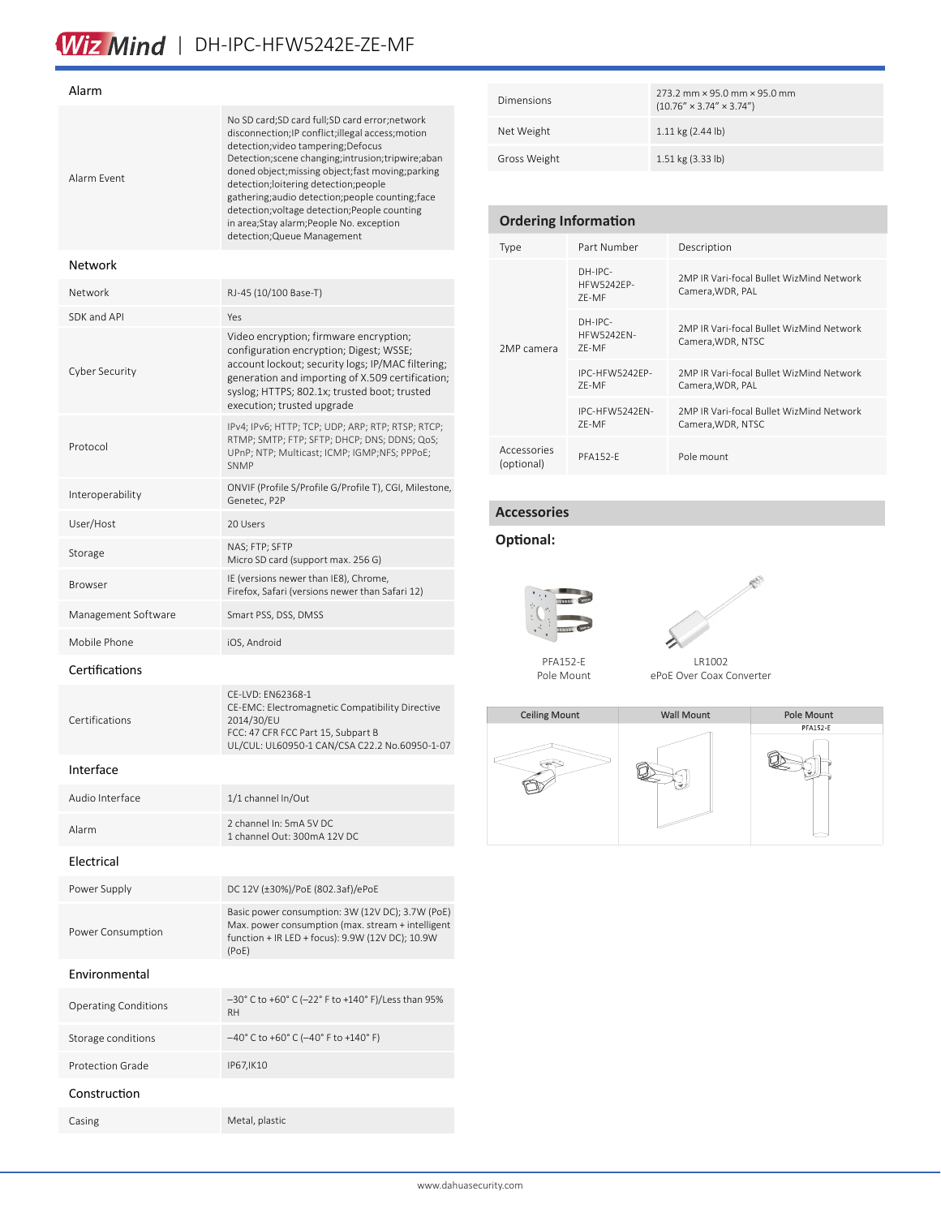## Alarm

| | |
|---|---|
| Alarm Event | No SD card;SD card full;SD card error;network disconnection;IP conflict;illegal access;motion detection;video tampering;Defocus Detection;scene changing;intrusion;tripwire;abandoned object;missing object;fast moving;parking detection;loitering detection;people gathering;audio detection;people counting;face detection;voltage detection;People counting in area;Stay alarm;People No. exception detection;Queue Management |

## Network

| | |
|---|---|
| Network | RJ-45 (10/100 Base-T) |
| SDK and API | Yes |
| Cyber Security | Video encryption; firmware encryption; configuration encryption; Digest; WSSE; account lockout; security logs; IP/MAC filtering; generation and importing of X.509 certification; syslog; HTTPS; 802.1x; trusted boot; trusted execution; trusted upgrade |
| Protocol | IPv4; IPv6; HTTP; TCP; UDP; ARP; RTP; RTSP; RTCP; RTMP; SMTP; FTP; SFTP; DHCP; DNS; DDNS; QoS; UPnP; NTP; Multicast; ICMP; IGMP;NFS; PPPoE; SNMP |
| Interoperability | ONVIF (Profile S/Profile G/Profile T), CGI, Milestone, Genetec, P2P |
| User/Host | 20 Users |
| Storage | NAS; FTP; SFTP<br>Micro SD card (support max. 256 G) |
| Browser | IE (versions newer than IE8), Chrome, Firefox, Safari (versions newer than Safari 12) |
| Management Software | Smart PSS, DSS, DMSS |
| Mobile Phone | iOS, Android |

## Certifications

| | |
|---|---|
| Certifications | CE-LVD: EN62368-1<br>CE-EMC: Electromagnetic Compatibility Directive 2014/30/EU<br>FCC: 47 CFR FCC Part 15, Subpart B<br>UL/CUL: UL60950-1 CAN/CSA C22.2 No.60950-1-07 |

## Interface

| | |
|---|---|
| Audio Interface | 1/1 channel In/Out |
| Alarm | 2 channel In: 5mA 5V DC<br>1 channel Out: 300mA 12V DC |

## Electrical

| | |
|---|---|
| Power Supply | DC 12V (±30%)/PoE (802.3af)/ePoE |
| Power Consumption | Basic power consumption: 3W (12V DC); 3.7W (PoE)<br>Max. power consumption (max. stream + intelligent function + IR LED + focus): 9.9W (12V DC); 10.9W (PoE) |

## Environmental

| | |
|---|---|
| Operating Conditions | –30° C to +60° C (–22° F to +140° F)/Less than 95% RH |
| Storage conditions | –40° C to +60° C (–40° F to +140° F) |
| Protection Grade | IP67,IK10 |

## Construction

| | |
|---|---|
| Casing | Metal, plastic |
| Dimensions | 273.2 mm × 95.0 mm × 95.0 mm<br>(10.76" × 3.74" × 3.74") |
| Net Weight | 1.11 kg (2.44 lb) |
| Gross Weight | 1.51 kg (3.33 lb) |

## Ordering Information

| Type | Part Number | Description |
|---|---|---|
| 2MP camera | DH-IPC-HFW5242EP-ZE-MF | 2MP IR Vari-focal Bullet WizMind Network Camera,WDR, PAL |
| | DH-IPC-HFW5242EN-ZE-MF | 2MP IR Vari-focal Bullet WizMind Network Camera,WDR, NTSC |
| | IPC-HFW5242EP-ZE-MF | 2MP IR Vari-focal Bullet WizMind Network Camera,WDR, PAL |
| | IPC-HFW5242EN-ZE-MF | 2MP IR Vari-focal Bullet WizMind Network Camera,WDR, NTSC |
| Accessories (optional) | PFA152-E | Pole mount |

## Accessories

### Optional:

PFA152-E
Pole Mount

LR1002
ePoE Over Coax Converter

| Ceiling Mount | Wall Mount | Pole Mount |
|---|---|---|
| | | PFA152-E |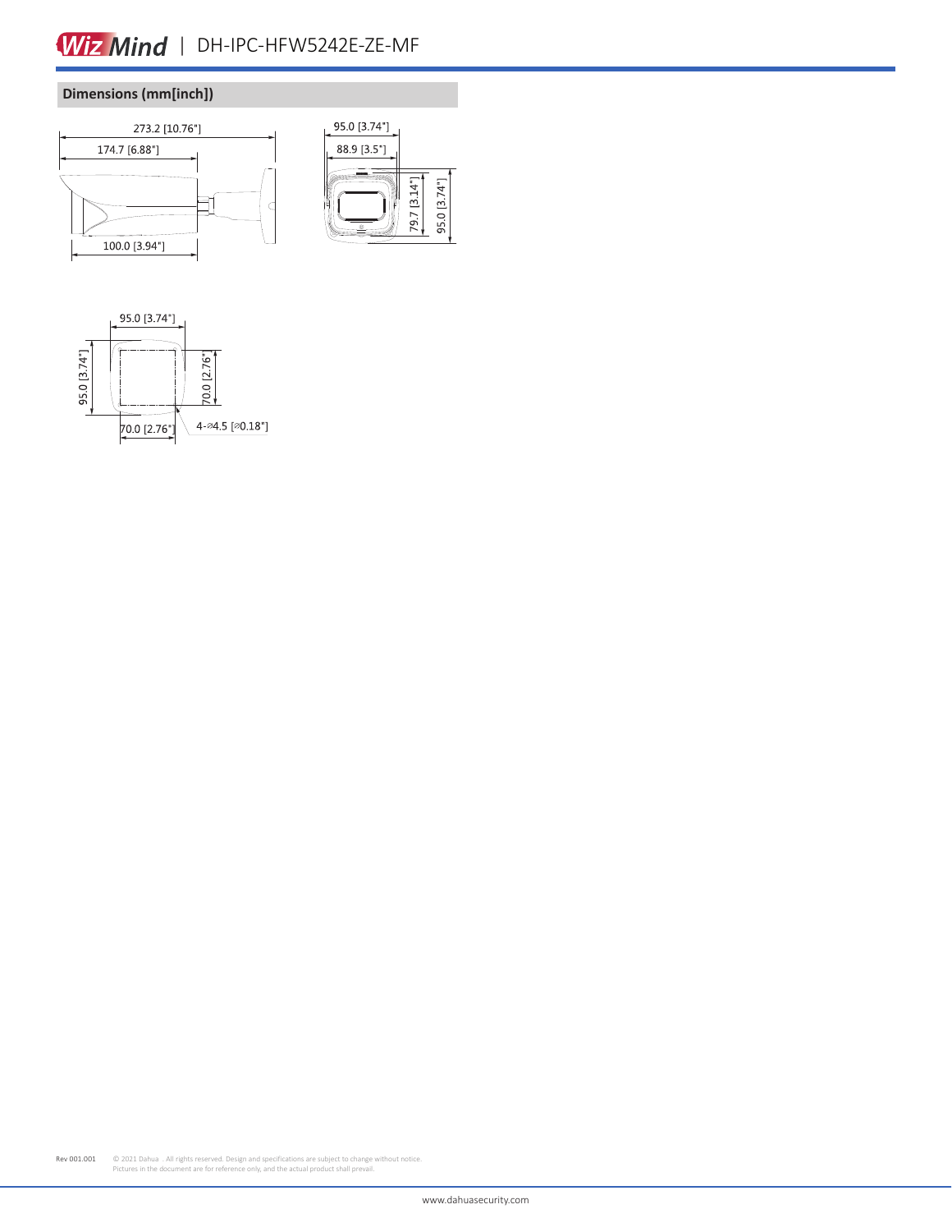## Dimensions (mm[inch])

273.2 [10.76"]
174.7 [6.88"]
100.0 [3.94"]

95.0 [3.74"]
88.9 [3.5"]
79.7 [3.14"]
95.0 [3.74"]

95.0 [3.74"]
95.0 [3.74"]
70.0 [2.76"]
70.0 [2.76"]
4-⌀4.5 [⌀0.18"]

Rev 001.001 © 2021 Dahua . All rights reserved. Design and specifications are subject to change without notice.
Pictures in the document are for reference only, and the actual product shall prevail.

www.dahuasecurity.com